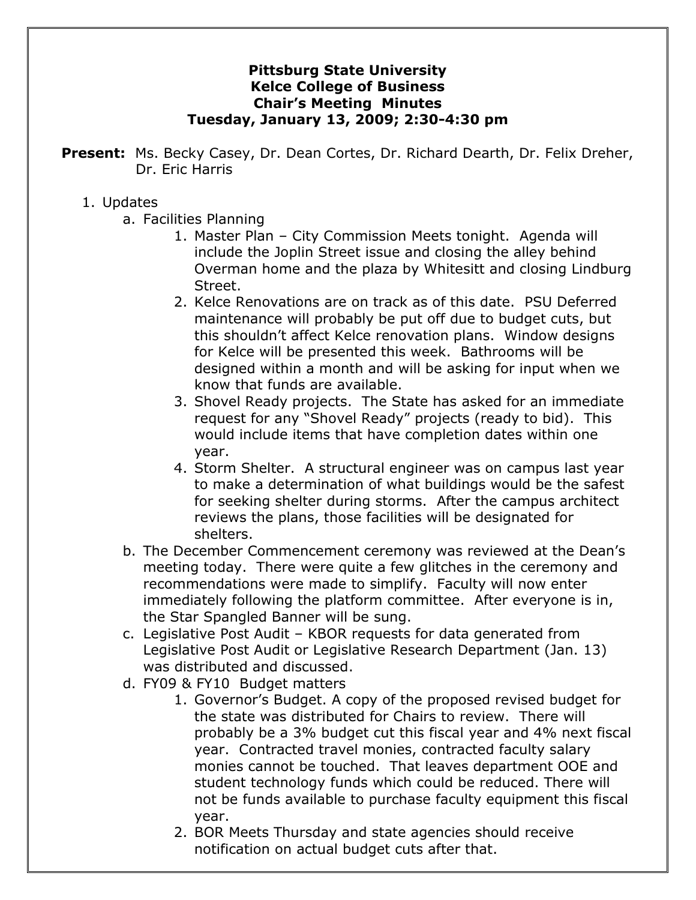# Pittsburg State University
## Kelce College of Business
## Chair's Meeting Minutes
### Tuesday, January 13, 2009; 2:30-4:30 pm

**Present:** Ms. Becky Casey, Dr. Dean Cortes, Dr. Richard Dearth, Dr. Felix Dreher, Dr. Eric Harris

1. Updates
   a. Facilities Planning
      1. Master Plan – City Commission Meets tonight. Agenda will include the Joplin Street issue and closing the alley behind Overman home and the plaza by Whitesitt and closing Lindburg Street.
      2. Kelce Renovations are on track as of this date. PSU Deferred maintenance will probably be put off due to budget cuts, but this shouldn't affect Kelce renovation plans. Window designs for Kelce will be presented this week. Bathrooms will be designed within a month and will be asking for input when we know that funds are available.
      3. Shovel Ready projects. The State has asked for an immediate request for any "Shovel Ready" projects (ready to bid). This would include items that have completion dates within one year.
      4. Storm Shelter. A structural engineer was on campus last year to make a determination of what buildings would be the safest for seeking shelter during storms. After the campus architect reviews the plans, those facilities will be designated for shelters.

   b. The December Commencement ceremony was reviewed at the Dean's meeting today. There were quite a few glitches in the ceremony and recommendations were made to simplify. Faculty will now enter immediately following the platform committee. After everyone is in, the Star Spangled Banner will be sung.

   c. Legislative Post Audit – KBOR requests for data generated from Legislative Post Audit or Legislative Research Department (Jan. 13) was distributed and discussed.

   d. FY09 & FY10 Budget matters
      1. Governor's Budget. A copy of the proposed revised budget for the state was distributed for Chairs to review. There will probably be a 3% budget cut this fiscal year and 4% next fiscal year. Contracted travel monies, contracted faculty salary monies cannot be touched. That leaves department OOE and student technology funds which could be reduced. There will not be funds available to purchase faculty equipment this fiscal year.
      2. BOR Meets Thursday and state agencies should receive notification on actual budget cuts after that.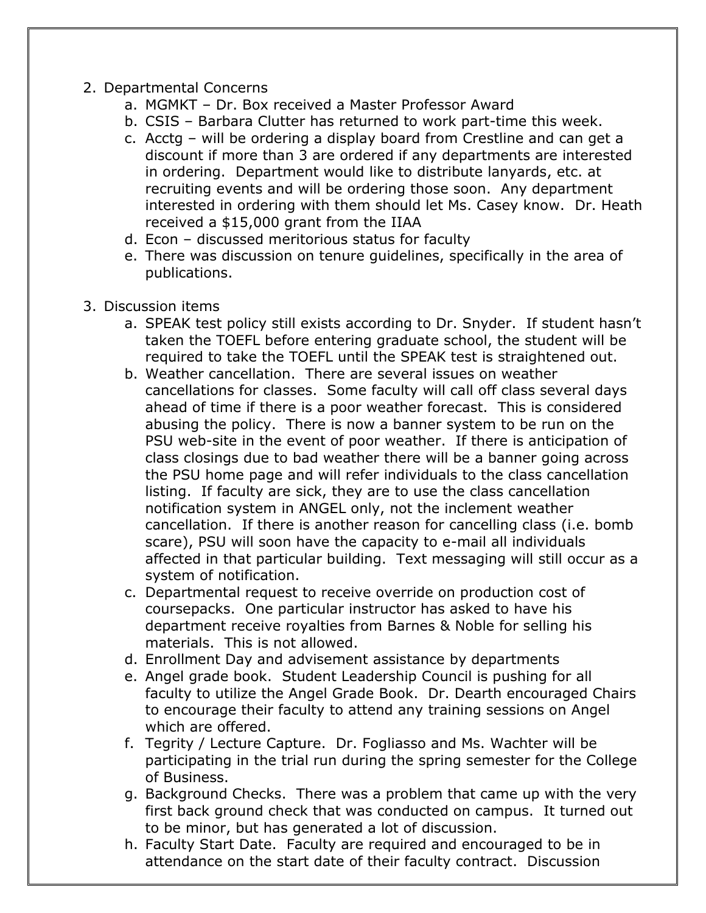2. Departmental Concerns
    a. MGMKT – Dr. Box received a Master Professor Award
    b. CSIS – Barbara Clutter has returned to work part-time this week.
    c. Acctg – will be ordering a display board from Crestline and can get a discount if more than 3 are ordered if any departments are interested in ordering. Department would like to distribute lanyards, etc. at recruiting events and will be ordering those soon. Any department interested in ordering with them should let Ms. Casey know. Dr. Heath received a $15,000 grant from the IIAA
    d. Econ – discussed meritorious status for faculty
    e. There was discussion on tenure guidelines, specifically in the area of publications.

3. Discussion items
    a. SPEAK test policy still exists according to Dr. Snyder. If student hasn't taken the TOEFL before entering graduate school, the student will be required to take the TOEFL until the SPEAK test is straightened out.
    b. Weather cancellation. There are several issues on weather cancellations for classes. Some faculty will call off class several days ahead of time if there is a poor weather forecast. This is considered abusing the policy. There is now a banner system to be run on the PSU web-site in the event of poor weather. If there is anticipation of class closings due to bad weather there will be a banner going across the PSU home page and will refer individuals to the class cancellation listing. If faculty are sick, they are to use the class cancellation notification system in ANGEL only, not the inclement weather cancellation. If there is another reason for cancelling class (i.e. bomb scare), PSU will soon have the capacity to e-mail all individuals affected in that particular building. Text messaging will still occur as a system of notification.
    c. Departmental request to receive override on production cost of coursepacks. One particular instructor has asked to have his department receive royalties from Barnes & Noble for selling his materials. This is not allowed.
    d. Enrollment Day and advisement assistance by departments
    e. Angel grade book. Student Leadership Council is pushing for all faculty to utilize the Angel Grade Book. Dr. Dearth encouraged Chairs to encourage their faculty to attend any training sessions on Angel which are offered.
    f. Tegrity / Lecture Capture. Dr. Fogliasso and Ms. Wachter will be participating in the trial run during the spring semester for the College of Business.
    g. Background Checks. There was a problem that came up with the very first back ground check that was conducted on campus. It turned out to be minor, but has generated a lot of discussion.
    h. Faculty Start Date. Faculty are required and encouraged to be in attendance on the start date of their faculty contract. Discussion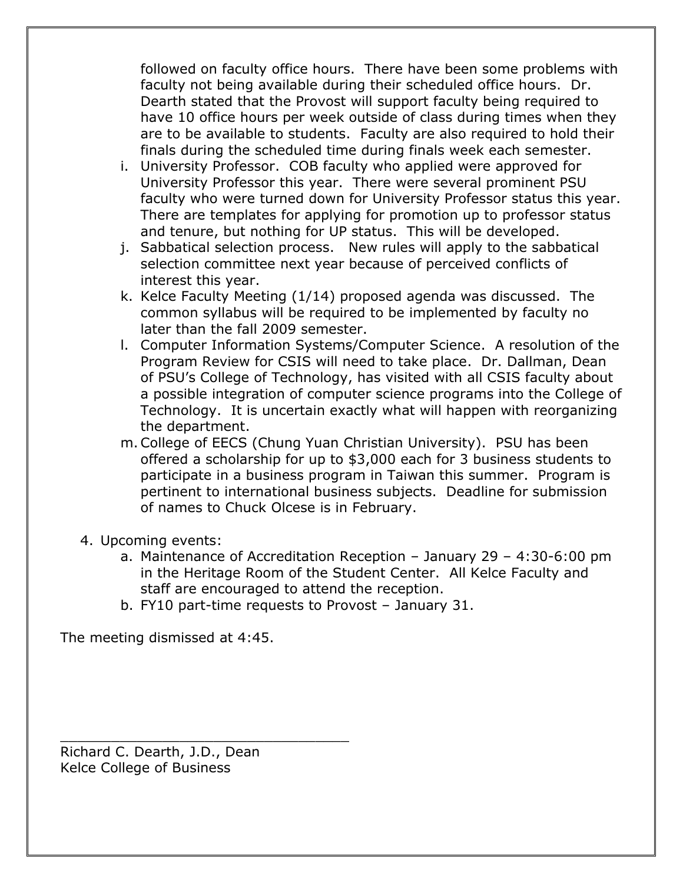followed on faculty office hours. There have been some problems with faculty not being available during their scheduled office hours. Dr. Dearth stated that the Provost will support faculty being required to have 10 office hours per week outside of class during times when they are to be available to students. Faculty are also required to hold their finals during the scheduled time during finals week each semester.

i. University Professor. COB faculty who applied were approved for University Professor this year. There were several prominent PSU faculty who were turned down for University Professor status this year. There are templates for applying for promotion up to professor status and tenure, but nothing for UP status. This will be developed.

j. Sabbatical selection process. New rules will apply to the sabbatical selection committee next year because of perceived conflicts of interest this year.

k. Kelce Faculty Meeting (1/14) proposed agenda was discussed. The common syllabus will be required to be implemented by faculty no later than the fall 2009 semester.

l. Computer Information Systems/Computer Science. A resolution of the Program Review for CSIS will need to take place. Dr. Dallman, Dean of PSU's College of Technology, has visited with all CSIS faculty about a possible integration of computer science programs into the College of Technology. It is uncertain exactly what will happen with reorganizing the department.

m. College of EECS (Chung Yuan Christian University). PSU has been offered a scholarship for up to $3,000 each for 3 business students to participate in a business program in Taiwan this summer. Program is pertinent to international business subjects. Deadline for submission of names to Chuck Olcese is in February.

4. Upcoming events:
   a. Maintenance of Accreditation Reception – January 29 – 4:30-6:00 pm in the Heritage Room of the Student Center. All Kelce Faculty and staff are encouraged to attend the reception.
   b. FY10 part-time requests to Provost – January 31.

The meeting dismissed at 4:45.

___________________________________

Richard C. Dearth, J.D., Dean
Kelce College of Business